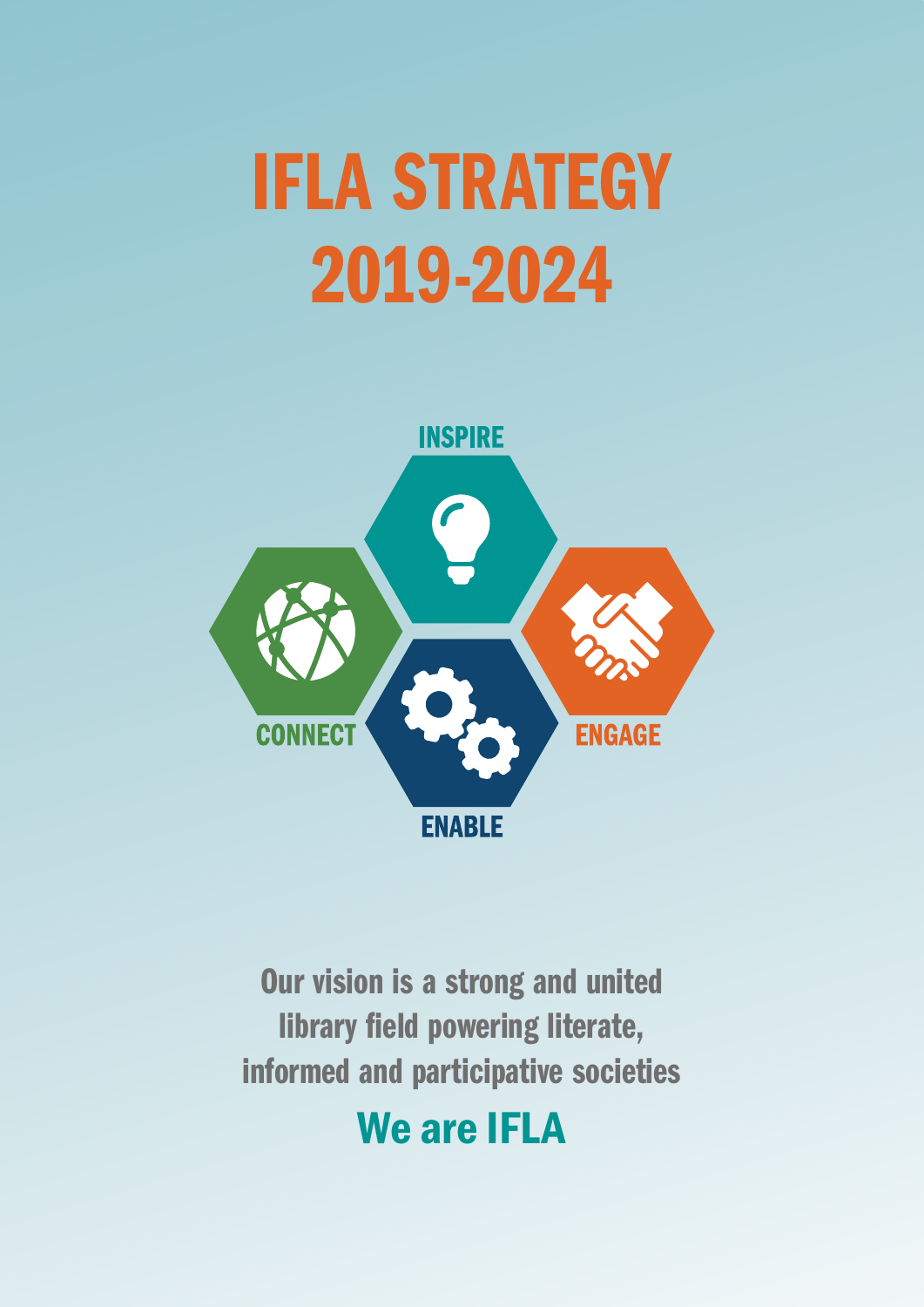# IFLA STRATEGY 2019-2024

INSPIRE

CONNECT

ENGAGE

ENABLE

Our vision is a strong and united library field powering literate, informed and participative societies

## We are IFLA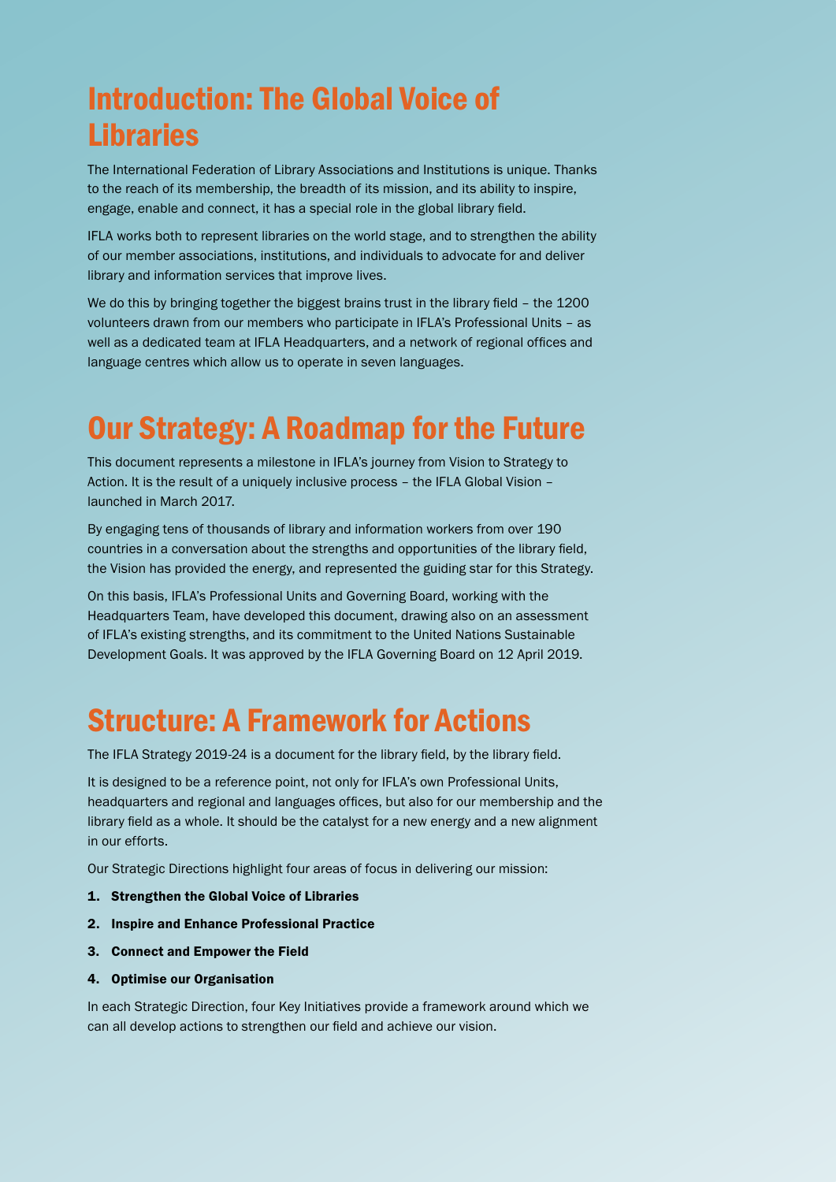## Introduction: The Global Voice of Libraries

The International Federation of Library Associations and Institutions is unique. Thanks to the reach of its membership, the breadth of its mission, and its ability to inspire, engage, enable and connect, it has a special role in the global library field.

IFLA works both to represent libraries on the world stage, and to strengthen the ability of our member associations, institutions, and individuals to advocate for and deliver library and information services that improve lives.

We do this by bringing together the biggest brains trust in the library field – the 1200 volunteers drawn from our members who participate in IFLA's Professional Units – as well as a dedicated team at IFLA Headquarters, and a network of regional offices and language centres which allow us to operate in seven languages.

## Our Strategy: A Roadmap for the Future

This document represents a milestone in IFLA's journey from Vision to Strategy to Action. It is the result of a uniquely inclusive process – the IFLA Global Vision – launched in March 2017.

By engaging tens of thousands of library and information workers from over 190 countries in a conversation about the strengths and opportunities of the library field, the Vision has provided the energy, and represented the guiding star for this Strategy.

On this basis, IFLA's Professional Units and Governing Board, working with the Headquarters Team, have developed this document, drawing also on an assessment of IFLA's existing strengths, and its commitment to the United Nations Sustainable Development Goals. It was approved by the IFLA Governing Board on 12 April 2019.

## Structure: A Framework for Actions

The IFLA Strategy 2019-24 is a document for the library field, by the library field.

It is designed to be a reference point, not only for IFLA's own Professional Units, headquarters and regional and languages offices, but also for our membership and the library field as a whole. It should be the catalyst for a new energy and a new alignment in our efforts.

Our Strategic Directions highlight four areas of focus in delivering our mission:

1. **Strengthen the Global Voice of Libraries**
2. **Inspire and Enhance Professional Practice**
3. **Connect and Empower the Field**
4. **Optimise our Organisation**

In each Strategic Direction, four Key Initiatives provide a framework around which we can all develop actions to strengthen our field and achieve our vision.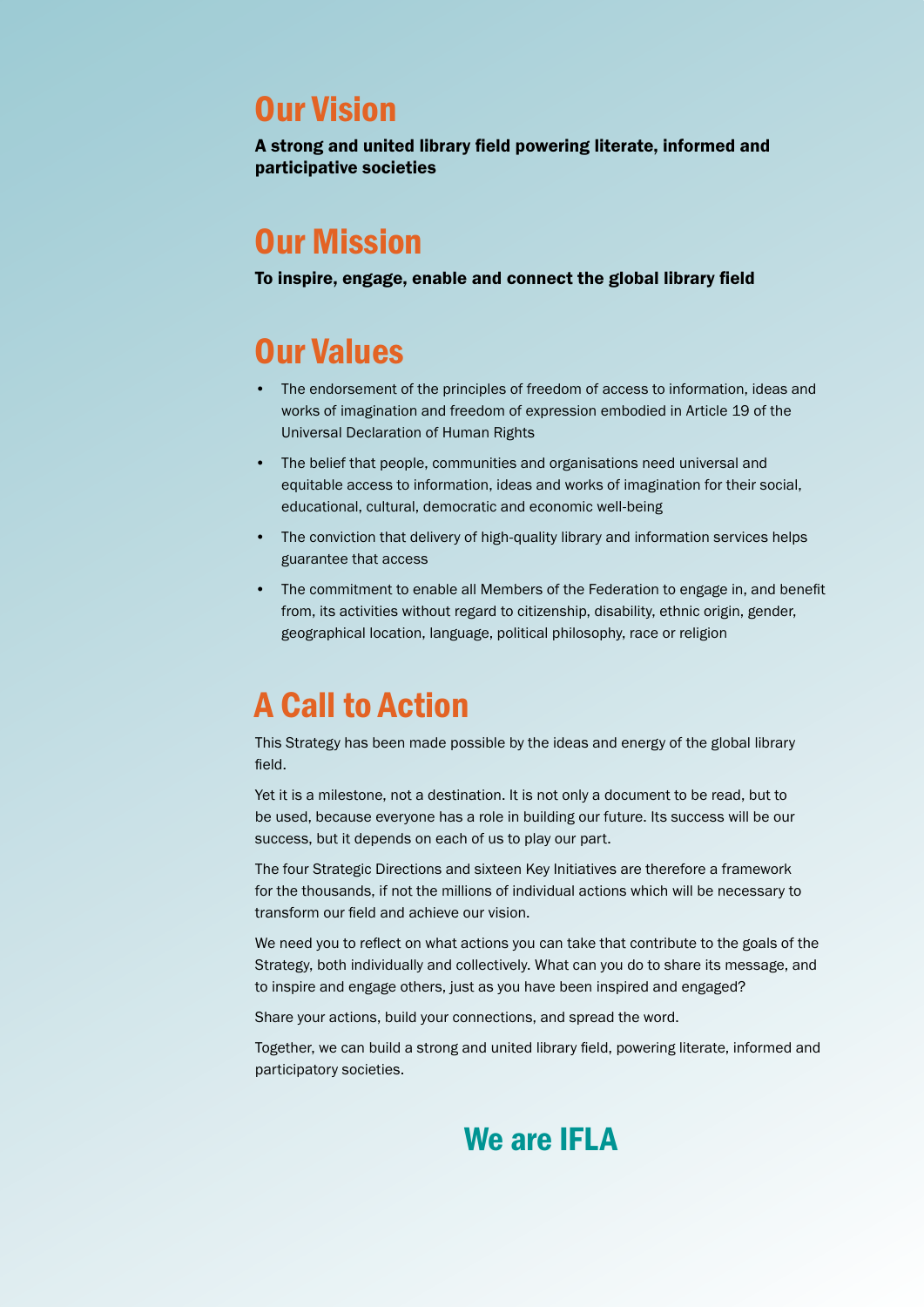## Our Vision

**A strong and united library field powering literate, informed and participative societies**

## Our Mission

**To inspire, engage, enable and connect the global library field**

## Our Values

- The endorsement of the principles of freedom of access to information, ideas and works of imagination and freedom of expression embodied in Article 19 of the Universal Declaration of Human Rights
- The belief that people, communities and organisations need universal and equitable access to information, ideas and works of imagination for their social, educational, cultural, democratic and economic well-being
- The conviction that delivery of high-quality library and information services helps guarantee that access
- The commitment to enable all Members of the Federation to engage in, and benefit from, its activities without regard to citizenship, disability, ethnic origin, gender, geographical location, language, political philosophy, race or religion

## A Call to Action

This Strategy has been made possible by the ideas and energy of the global library field.

Yet it is a milestone, not a destination. It is not only a document to be read, but to be used, because everyone has a role in building our future. Its success will be our success, but it depends on each of us to play our part.

The four Strategic Directions and sixteen Key Initiatives are therefore a framework for the thousands, if not the millions of individual actions which will be necessary to transform our field and achieve our vision.

We need you to reflect on what actions you can take that contribute to the goals of the Strategy, both individually and collectively. What can you do to share its message, and to inspire and engage others, just as you have been inspired and engaged?

Share your actions, build your connections, and spread the word.

Together, we can build a strong and united library field, powering literate, informed and participatory societies.

## We are IFLA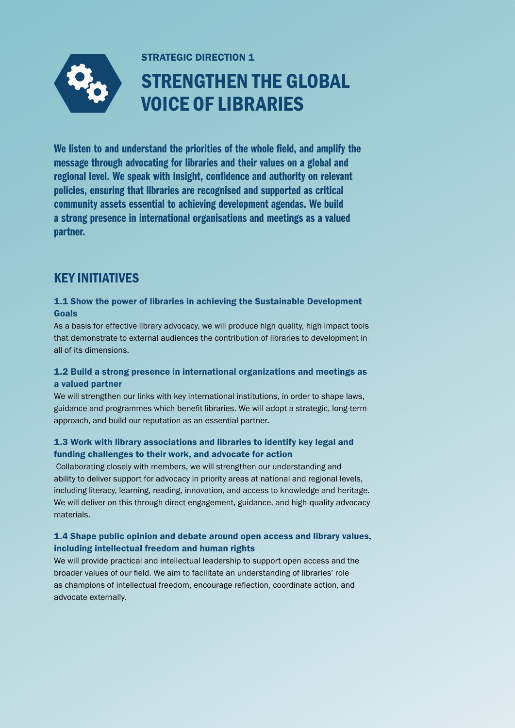STRATEGIC DIRECTION 1

# STRENGTHEN THE GLOBAL VOICE OF LIBRARIES

**We listen to and understand the priorities of the whole field, and amplify the message through advocating for libraries and their values on a global and regional level. We speak with insight, confidence and authority on relevant policies, ensuring that libraries are recognised and supported as critical community assets essential to achieving development agendas. We build a strong presence in international organisations and meetings as a valued partner.**

## KEY INITIATIVES

### 1.1 Show the power of libraries in achieving the Sustainable Development Goals

As a basis for effective library advocacy, we will produce high quality, high impact tools that demonstrate to external audiences the contribution of libraries to development in all of its dimensions.

### 1.2 Build a strong presence in international organizations and meetings as a valued partner

We will strengthen our links with key international institutions, in order to shape laws, guidance and programmes which benefit libraries. We will adopt a strategic, long-term approach, and build our reputation as an essential partner.

### 1.3 Work with library associations and libraries to identify key legal and funding challenges to their work, and advocate for action

Collaborating closely with members, we will strengthen our understanding and ability to deliver support for advocacy in priority areas at national and regional levels, including literacy, learning, reading, innovation, and access to knowledge and heritage. We will deliver on this through direct engagement, guidance, and high-quality advocacy materials.

### 1.4 Shape public opinion and debate around open access and library values, including intellectual freedom and human rights

We will provide practical and intellectual leadership to support open access and the broader values of our field. We aim to facilitate an understanding of libraries' role as champions of intellectual freedom, encourage reflection, coordinate action, and advocate externally.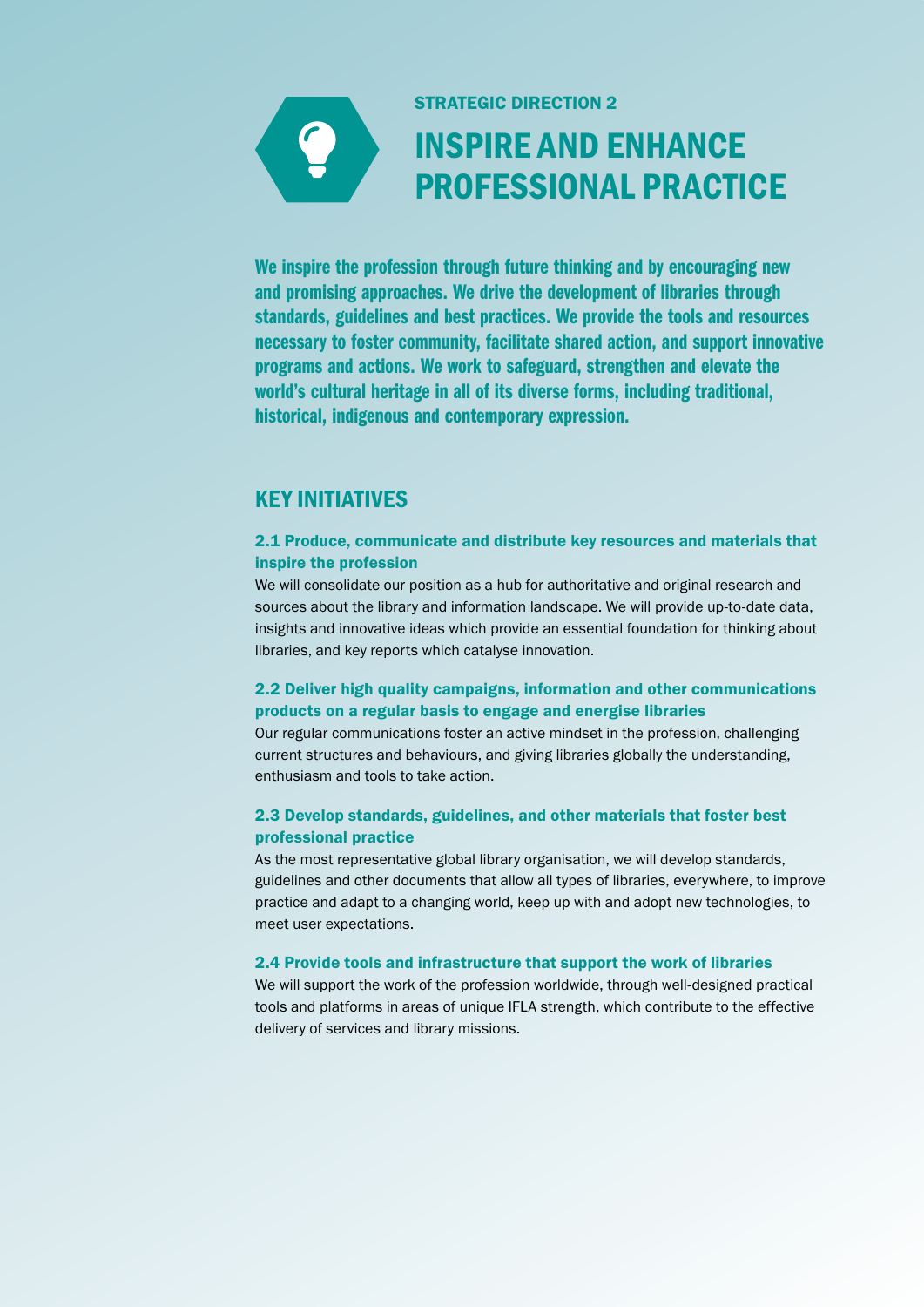STRATEGIC DIRECTION 2

# INSPIRE AND ENHANCE PROFESSIONAL PRACTICE

**We inspire the profession through future thinking and by encouraging new and promising approaches. We drive the development of libraries through standards, guidelines and best practices. We provide the tools and resources necessary to foster community, facilitate shared action, and support innovative programs and actions. We work to safeguard, strengthen and elevate the world's cultural heritage in all of its diverse forms, including traditional, historical, indigenous and contemporary expression.**

## KEY INITIATIVES

### 2.1 Produce, communicate and distribute key resources and materials that inspire the profession

We will consolidate our position as a hub for authoritative and original research and sources about the library and information landscape. We will provide up-to-date data, insights and innovative ideas which provide an essential foundation for thinking about libraries, and key reports which catalyse innovation.

### 2.2 Deliver high quality campaigns, information and other communications products on a regular basis to engage and energise libraries

Our regular communications foster an active mindset in the profession, challenging current structures and behaviours, and giving libraries globally the understanding, enthusiasm and tools to take action.

### 2.3 Develop standards, guidelines, and other materials that foster best professional practice

As the most representative global library organisation, we will develop standards, guidelines and other documents that allow all types of libraries, everywhere, to improve practice and adapt to a changing world, keep up with and adopt new technologies, to meet user expectations.

### 2.4 Provide tools and infrastructure that support the work of libraries

We will support the work of the profession worldwide, through well-designed practical tools and platforms in areas of unique IFLA strength, which contribute to the effective delivery of services and library missions.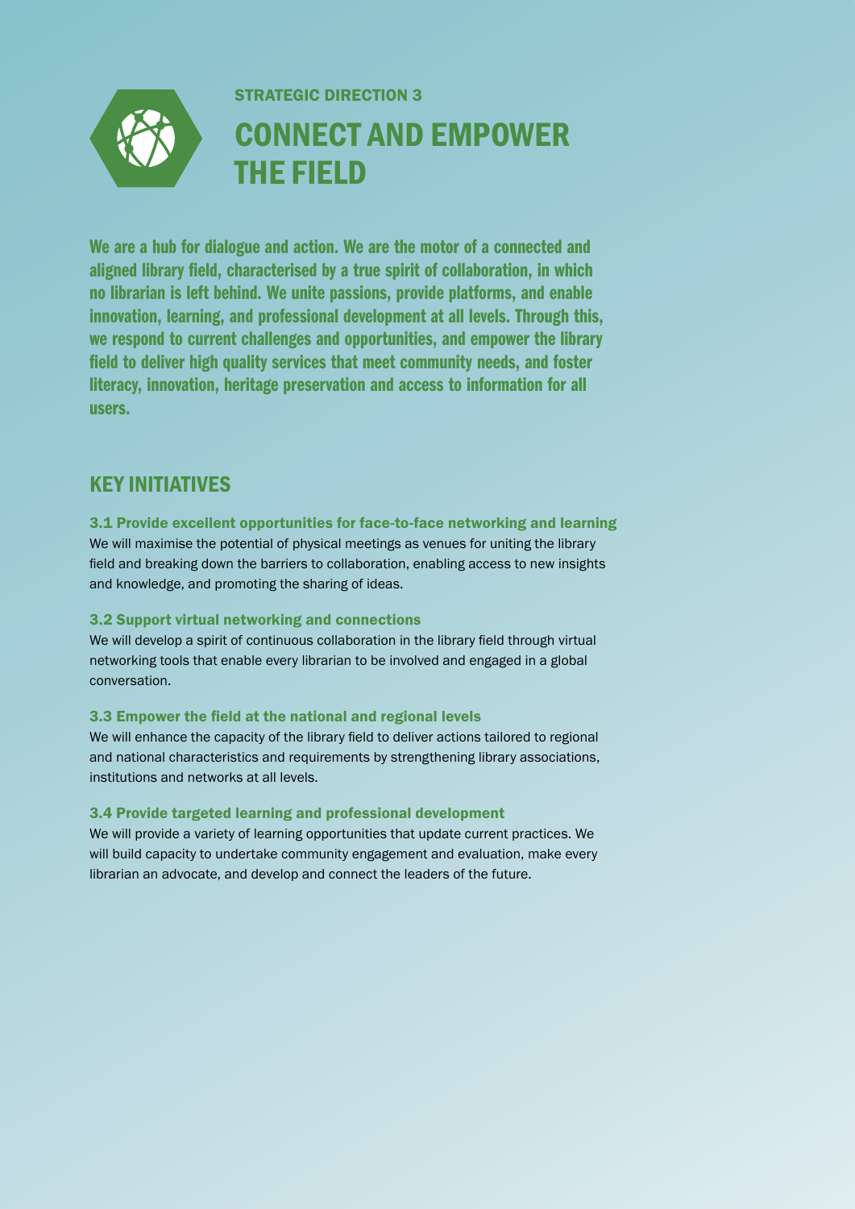STRATEGIC DIRECTION 3

# CONNECT AND EMPOWER THE FIELD

**We are a hub for dialogue and action. We are the motor of a connected and aligned library field, characterised by a true spirit of collaboration, in which no librarian is left behind. We unite passions, provide platforms, and enable innovation, learning, and professional development at all levels. Through this, we respond to current challenges and opportunities, and empower the library field to deliver high quality services that meet community needs, and foster literacy, innovation, heritage preservation and access to information for all users.**

## KEY INITIATIVES

### 3.1 Provide excellent opportunities for face-to-face networking and learning

We will maximise the potential of physical meetings as venues for uniting the library field and breaking down the barriers to collaboration, enabling access to new insights and knowledge, and promoting the sharing of ideas.

### 3.2 Support virtual networking and connections

We will develop a spirit of continuous collaboration in the library field through virtual networking tools that enable every librarian to be involved and engaged in a global conversation.

### 3.3 Empower the field at the national and regional levels

We will enhance the capacity of the library field to deliver actions tailored to regional and national characteristics and requirements by strengthening library associations, institutions and networks at all levels.

### 3.4 Provide targeted learning and professional development

We will provide a variety of learning opportunities that update current practices. We will build capacity to undertake community engagement and evaluation, make every librarian an advocate, and develop and connect the leaders of the future.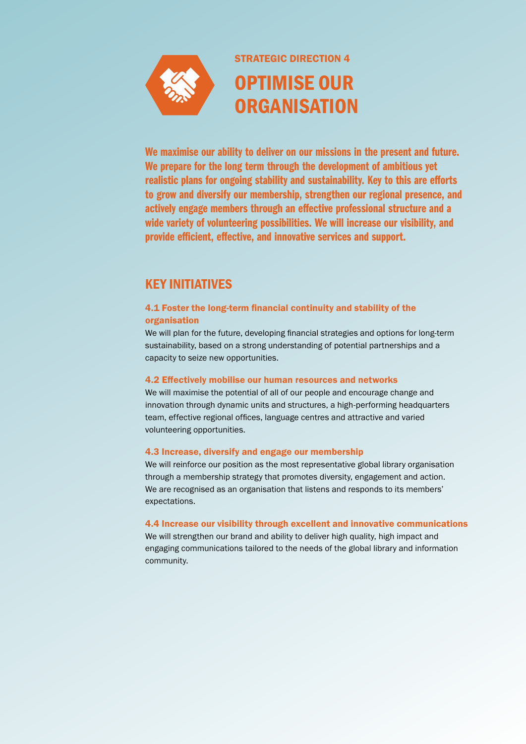STRATEGIC DIRECTION 4

# OPTIMISE OUR ORGANISATION

**We maximise our ability to deliver on our missions in the present and future. We prepare for the long term through the development of ambitious yet realistic plans for ongoing stability and sustainability. Key to this are efforts to grow and diversify our membership, strengthen our regional presence, and actively engage members through an effective professional structure and a wide variety of volunteering possibilities. We will increase our visibility, and provide efficient, effective, and innovative services and support.**

## KEY INITIATIVES

### 4.1 Foster the long-term financial continuity and stability of the organisation

We will plan for the future, developing financial strategies and options for long-term sustainability, based on a strong understanding of potential partnerships and a capacity to seize new opportunities.

### 4.2 Effectively mobilise our human resources and networks

We will maximise the potential of all of our people and encourage change and innovation through dynamic units and structures, a high-performing headquarters team, effective regional offices, language centres and attractive and varied volunteering opportunities.

### 4.3 Increase, diversify and engage our membership

We will reinforce our position as the most representative global library organisation through a membership strategy that promotes diversity, engagement and action. We are recognised as an organisation that listens and responds to its members' expectations.

### 4.4 Increase our visibility through excellent and innovative communications

We will strengthen our brand and ability to deliver high quality, high impact and engaging communications tailored to the needs of the global library and information community.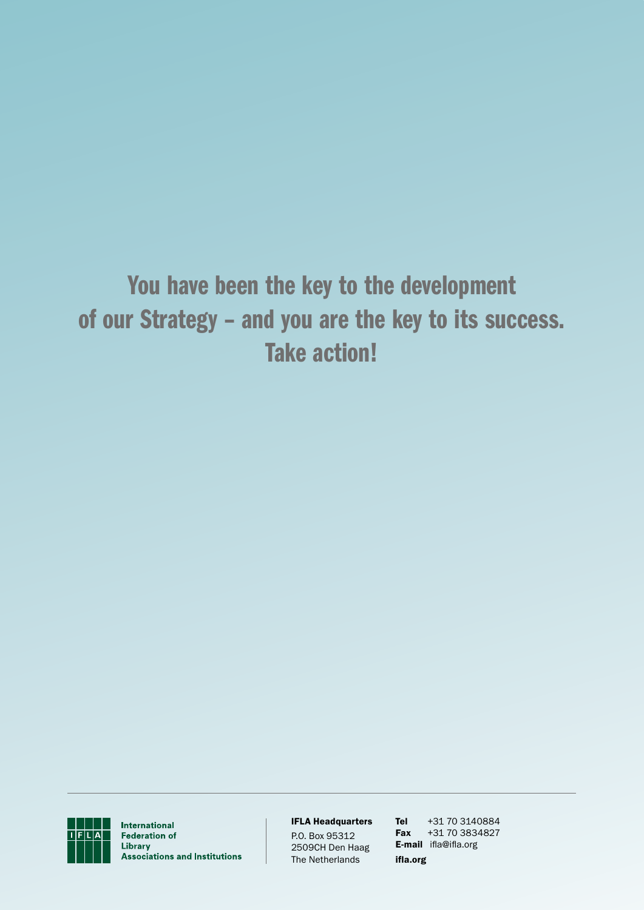**You have been the key to the development of our Strategy – and you are the key to its success. Take action!**

International
Federation of
Library
Associations and Institutions

**IFLA Headquarters**
P.O. Box 95312
2509CH Den Haag
The Netherlands

**Tel** +31 70 3140884
**Fax** +31 70 3834827
**E-mail** ifla@ifla.org
**ifla.org**